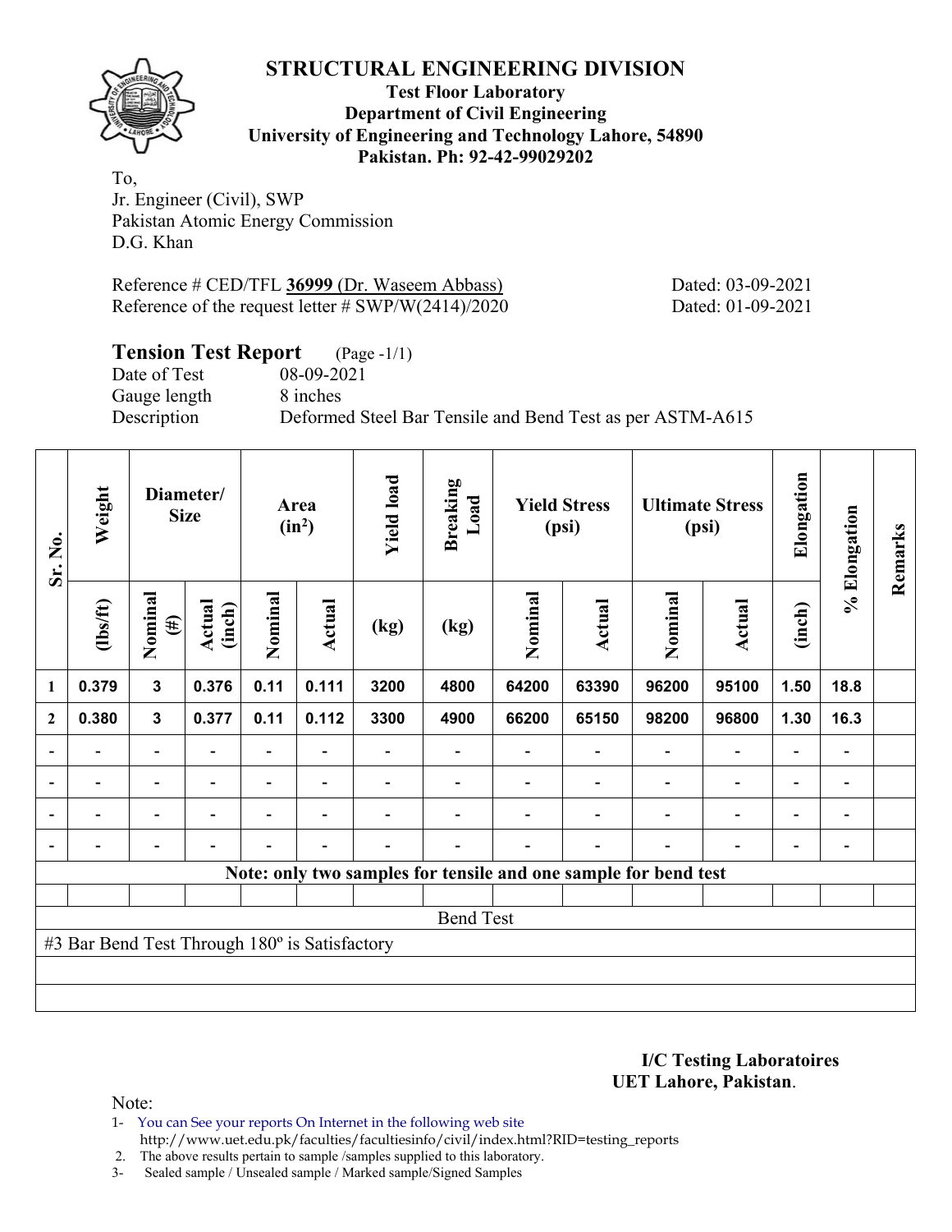# STRUCTURAL ENGINEERING DIVISION

**Test Floor Laboratory**
**Department of Civil Engineering**
**University of Engineering and Technology Lahore, 54890**
**Pakistan. Ph: 92-42-99029202**

To,
Jr. Engineer (Civil), SWP
Pakistan Atomic Energy Commission
D.G. Khan

Reference # CED/TFL **36999** (Dr. Waseem Abbass) Dated: 03-09-2021
Reference of the request letter # SWP/W(2414)/2020 Dated: 01-09-2021

## Tension Test Report (Page -1/1)

Date of Test 08-09-2021
Gauge length 8 inches
Description Deformed Steel Bar Tensile and Bend Test as per ASTM-A615

| Sr. No. | Weight | Diameter/ Size | | Area ($in^2$) | | Yield load | Breaking Load | Yield Stress (psi) | | Ultimate Stress (psi) | | Elongation | % Elongation | Remarks |
|---|---|---|---|---|---|---|---|---|---|---|---|---|---|---|
| | (lbs/ft) | Nominal (#) | Actual (inch) | Nominal | Actual | (kg) | (kg) | Nominal | Actual | Nominal | Actual | (inch) | | |
| 1 | 0.379 | 3 | 0.376 | 0.11 | 0.111 | 3200 | 4800 | 64200 | 63390 | 96200 | 95100 | 1.50 | 18.8 | |
| 2 | 0.380 | 3 | 0.377 | 0.11 | 0.112 | 3300 | 4900 | 66200 | 65150 | 98200 | 96800 | 1.30 | 16.3 | |
| - | - | - | - | - | - | - | - | - | - | - | - | - | - | |
| - | - | - | - | - | - | - | - | - | - | - | - | - | - | |
| - | - | - | - | - | - | - | - | - | - | - | - | - | - | |
| - | - | - | - | - | - | - | - | - | - | - | - | - | - | |
| Note: only two samples for tensile and one sample for bend test | | | | | | | | | | | | | | |
| | | | | | | | | | | | | | | |
| Bend Test | | | | | | | | | | | | | | |
| #3 Bar Bend Test Through 180º is Satisfactory | | | | | | | | | | | | | | |

**I/C Testing Laboratoires**
**UET Lahore, Pakistan**.

Note:
1- You can See your reports On Internet in the following web site
http://www.uet.edu.pk/faculties/facultiesinfo/civil/index.html?RID=testing_reports
2. The above results pertain to sample /samples supplied to this laboratory.
3- Sealed sample / Unsealed sample / Marked sample/Signed Samples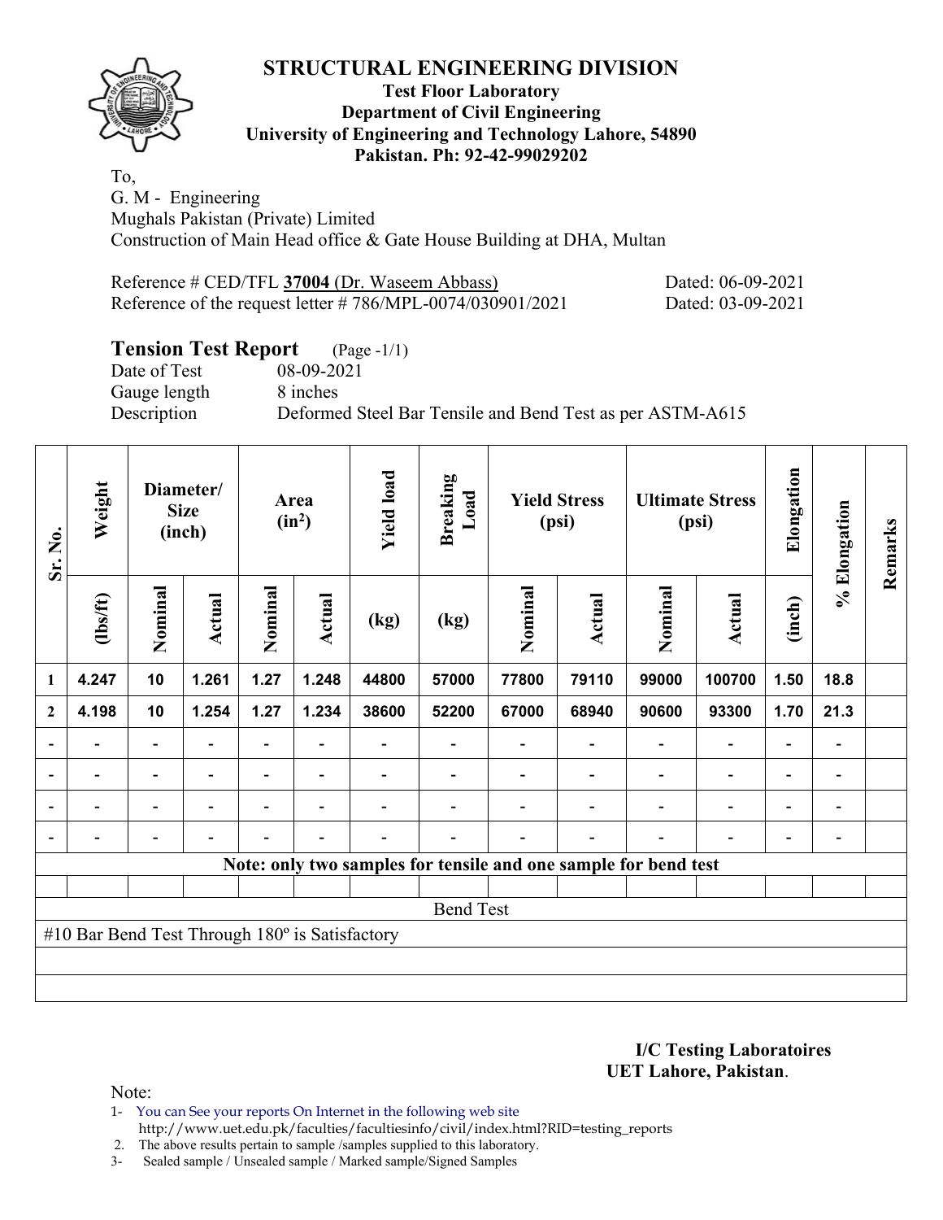# STRUCTURAL ENGINEERING DIVISION

**Test Floor Laboratory**
**Department of Civil Engineering**
**University of Engineering and Technology Lahore, 54890**
**Pakistan. Ph: 92-42-99029202**

To,
G. M - Engineering
Mughals Pakistan (Private) Limited
Construction of Main Head office & Gate House Building at DHA, Multan

Reference # CED/TFL **37004** (Dr. Waseem Abbass) Dated: 06-09-2021
Reference of the request letter # 786/MPL-0074/030901/2021 Dated: 03-09-2021

## Tension Test Report (Page -1/1)

Date of Test 08-09-2021
Gauge length 8 inches
Description Deformed Steel Bar Tensile and Bend Test as per ASTM-A615

| Sr. No. | Weight | Diameter/ Size (inch) | | Area ($in^2$) | | Yield load | Breaking Load | Yield Stress (psi) | | Ultimate Stress (psi) | | Elongation | % Elongation | Remarks |
|---|---|---|---|---|---|---|---|---|---|---|---|---|---|---|
| | (lbs/ft) | Nominal | Actual | Nominal | Actual | (kg) | (kg) | Nominal | Actual | Nominal | Actual | (inch) | | |
| 1 | 4.247 | 10 | 1.261 | 1.27 | 1.248 | 44800 | 57000 | 77800 | 79110 | 99000 | 100700 | 1.50 | 18.8 | |
| 2 | 4.198 | 10 | 1.254 | 1.27 | 1.234 | 38600 | 52200 | 67000 | 68940 | 90600 | 93300 | 1.70 | 21.3 | |
| - | - | - | - | - | - | - | - | - | - | - | - | - | - | |
| - | - | - | - | - | - | - | - | - | - | - | - | - | - | |
| - | - | - | - | - | - | - | - | - | - | - | - | - | - | |
| - | - | - | - | - | - | - | - | - | - | - | - | - | - | |
| Note: only two samples for tensile and one sample for bend test | | | | | | | | | | | | | | |
| Bend Test | | | | | | | | | | | | | | |
| #10 Bar Bend Test Through 180º is Satisfactory | | | | | | | | | | | | | | |

**I/C Testing Laboratoires**
**UET Lahore, Pakistan**.

Note:
1- You can See your reports On Internet in the following web site
 http://www.uet.edu.pk/faculties/facultiesinfo/civil/index.html?RID=testing_reports
2. The above results pertain to sample /samples supplied to this laboratory.
3- Sealed sample / Unsealed sample / Marked sample/Signed Samples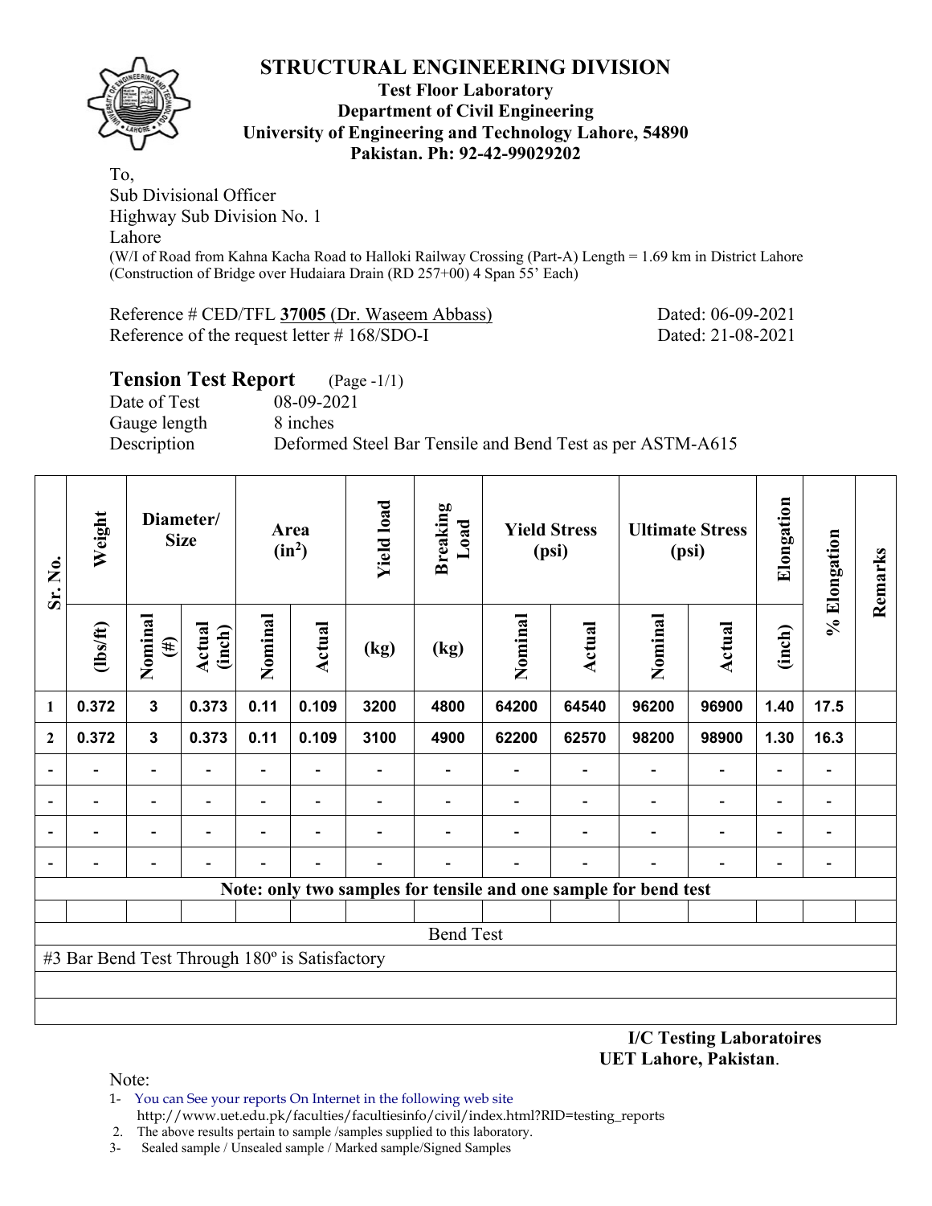# STRUCTURAL ENGINEERING DIVISION

**Test Floor Laboratory**
**Department of Civil Engineering**
**University of Engineering and Technology Lahore, 54890**
**Pakistan. Ph: 92-42-99029202**

To,
Sub Divisional Officer
Highway Sub Division No. 1
Lahore
(W/I of Road from Kahna Kacha Road to Halloki Railway Crossing (Part-A) Length = 1.69 km in District Lahore (Construction of Bridge over Hudaiara Drain (RD 257+00) 4 Span 55' Each)

Reference # CED/TFL **37005** (Dr. Waseem Abbass) Dated: 06-09-2021
Reference of the request letter # 168/SDO-I Dated: 21-08-2021

## Tension Test Report (Page -1/1)

Date of Test 08-09-2021
Gauge length 8 inches
Description Deformed Steel Bar Tensile and Bend Test as per ASTM-A615

| Sr. No. | Weight | Diameter/ Size | | Area ($in^2$) | | Yield load | Breaking Load | Yield Stress (psi) | | Ultimate Stress (psi) | | Elongation | % Elongation | Remarks |
|---|---|---|---|---|---|---|---|---|---|---|---|---|---|---|
| | (lbs/ft) | Nominal (#) | Actual (inch) | Nominal | Actual | (kg) | (kg) | Nominal | Actual | Nominal | Actual | (inch) | | |
| 1 | 0.372 | 3 | 0.373 | 0.11 | 0.109 | 3200 | 4800 | 64200 | 64540 | 96200 | 96900 | 1.40 | 17.5 | |
| 2 | 0.372 | 3 | 0.373 | 0.11 | 0.109 | 3100 | 4900 | 62200 | 62570 | 98200 | 98900 | 1.30 | 16.3 | |
| - | - | - | - | - | - | - | - | - | - | - | - | - | - | |
| - | - | - | - | - | - | - | - | - | - | - | - | - | - | |
| - | - | - | - | - | - | - | - | - | - | - | - | - | - | |
| - | - | - | - | - | - | - | - | - | - | - | - | - | - | |

**Note: only two samples for tensile and one sample for bend test**

Bend Test

#3 Bar Bend Test Through 180º is Satisfactory

**I/C Testing Laboratoires**
**UET Lahore, Pakistan**.

Note:
1- You can See your reports On Internet in the following web site
http://www.uet.edu.pk/faculties/facultiesinfo/civil/index.html?RID=testing_reports
2. The above results pertain to sample /samples supplied to this laboratory.
3- Sealed sample / Unsealed sample / Marked sample/Signed Samples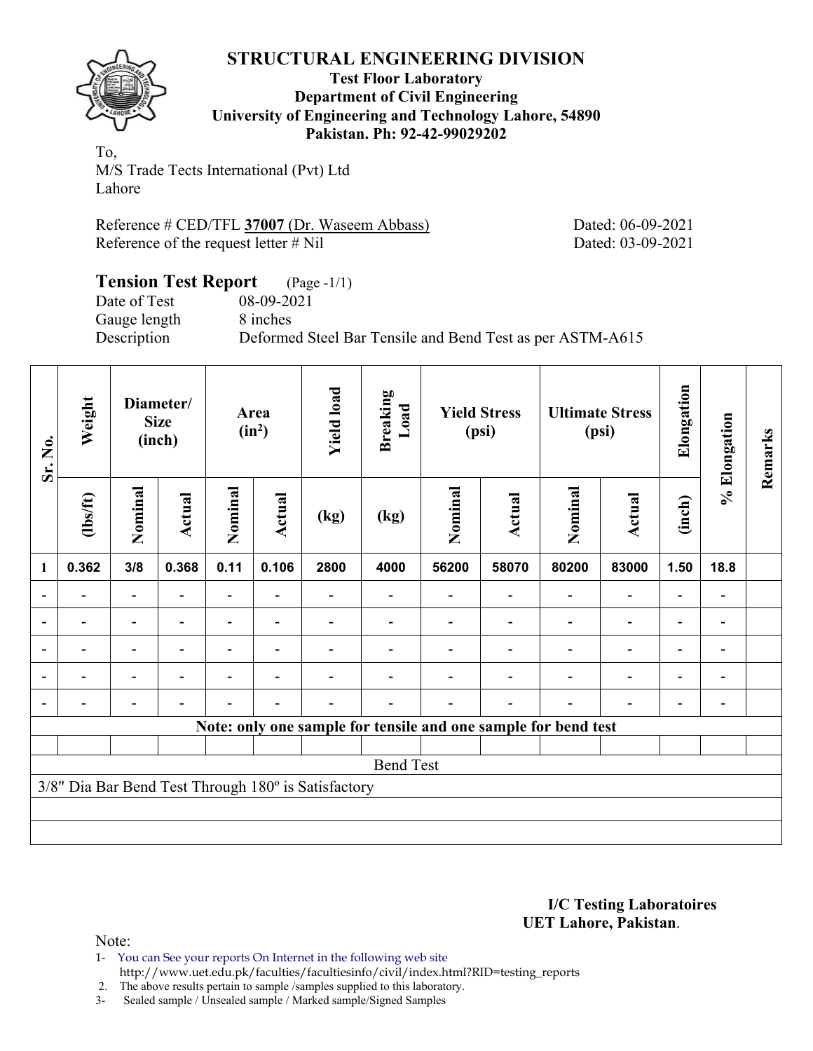# STRUCTURAL ENGINEERING DIVISION

**Test Floor Laboratory**
**Department of Civil Engineering**
**University of Engineering and Technology Lahore, 54890**
**Pakistan. Ph: 92-42-99029202**

To,
M/S Trade Tects International (Pvt) Ltd
Lahore

Reference # CED/TFL **37007** (Dr. Waseem Abbass) Dated: 06-09-2021
Reference of the request letter # Nil Dated: 03-09-2021

## Tension Test Report (Page -1/1)

Date of Test 08-09-2021
Gauge length 8 inches
Description Deformed Steel Bar Tensile and Bend Test as per ASTM-A615

| Sr. No. | Weight | Diameter/ Size (inch) | | Area ($in^2$) | | Yield load | Breaking Load | Yield Stress (psi) | | Ultimate Stress (psi) | | Elongation | % Elongation | Remarks |
|---|---|---|---|---|---|---|---|---|---|---|---|---|---|---|
| | (lbs/ft) | Nominal | Actual | Nominal | Actual | (kg) | (kg) | Nominal | Actual | Nominal | Actual | (inch) | | |
| 1 | 0.362 | 3/8 | 0.368 | 0.11 | 0.106 | 2800 | 4000 | 56200 | 58070 | 80200 | 83000 | 1.50 | 18.8 | |
| - | - | - | - | - | - | - | - | - | - | - | - | - | - | |
| - | - | - | - | - | - | - | - | - | - | - | - | - | - | |
| - | - | - | - | - | - | - | - | - | - | - | - | - | - | |
| - | - | - | - | - | - | - | - | - | - | - | - | - | - | |
| - | - | - | - | - | - | - | - | - | - | - | - | - | - | |
| **Note: only one sample for tensile and one sample for bend test** | | | | | | | | | | | | | | |
| Bend Test | | | | | | | | | | | | | | |
| 3/8" Dia Bar Bend Test Through 180º is Satisfactory | | | | | | | | | | | | | | |

**I/C Testing Laboratoires**
**UET Lahore, Pakistan**.

Note:

1- You can See your reports On Internet in the following web site
http://www.uet.edu.pk/faculties/facultiesinfo/civil/index.html?RID=testing_reports
2. The above results pertain to sample /samples supplied to this laboratory.
3- Sealed sample / Unsealed sample / Marked sample/Signed Samples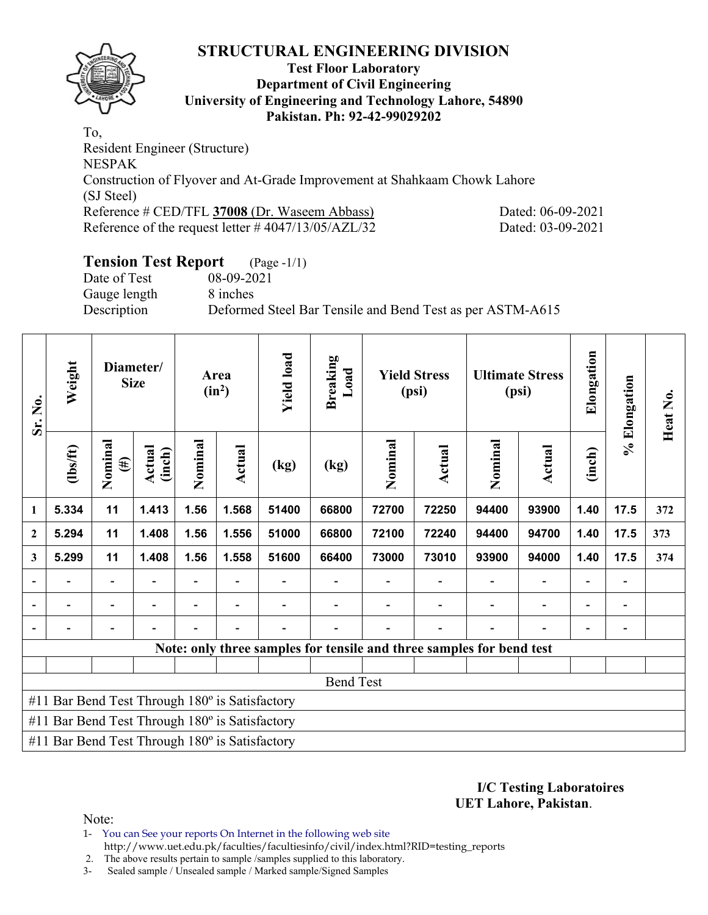# STRUCTURAL ENGINEERING DIVISION

**Test Floor Laboratory**
**Department of Civil Engineering**
**University of Engineering and Technology Lahore, 54890**
**Pakistan. Ph: 92-42-99029202**

To,
Resident Engineer (Structure)
NESPAK
Construction of Flyover and At-Grade Improvement at Shahkaam Chowk Lahore
(SJ Steel)
Reference # CED/TFL **37008** (Dr. Waseem Abbass) Dated: 06-09-2021
Reference of the request letter # 4047/13/05/AZL/32 Dated: 03-09-2021

## Tension Test Report (Page -1/1)

Date of Test 08-09-2021
Gauge length 8 inches
Description Deformed Steel Bar Tensile and Bend Test as per ASTM-A615

| Sr. No. | Weight | Diameter/ Size | | Area ($in^2$) | | Yield load | Breaking Load | Yield Stress (psi) | | Ultimate Stress (psi) | | Elongation | % Elongation | Heat No. |
|---|---|---|---|---|---|---|---|---|---|---|---|---|---|---|
| | (lbs/ft) | Nominal (#) | Actual (inch) | Nominal | Actual | (kg) | (kg) | Nominal | Actual | Nominal | Actual | (inch) | | |
| 1 | 5.334 | 11 | 1.413 | 1.56 | 1.568 | 51400 | 66800 | 72700 | 72250 | 94400 | 93900 | 1.40 | 17.5 | 372 |
| 2 | 5.294 | 11 | 1.408 | 1.56 | 1.556 | 51000 | 66800 | 72100 | 72240 | 94400 | 94700 | 1.40 | 17.5 | 373 |
| 3 | 5.299 | 11 | 1.408 | 1.56 | 1.558 | 51600 | 66400 | 73000 | 73010 | 93900 | 94000 | 1.40 | 17.5 | 374 |
| - | - | - | - | - | - | - | - | - | - | - | - | - | - | |
| - | - | - | - | - | - | - | - | - | - | - | - | - | - | |
| - | - | - | - | - | - | - | - | - | - | - | - | - | - | |

**Note: only three samples for tensile and three samples for bend test**

Bend Test

#11 Bar Bend Test Through 180º is Satisfactory
#11 Bar Bend Test Through 180º is Satisfactory
#11 Bar Bend Test Through 180º is Satisfactory

**I/C Testing Laboratoires**
**UET Lahore, Pakistan**.

Note:
1- You can See your reports On Internet in the following web site
http://www.uet.edu.pk/faculties/facultiesinfo/civil/index.html?RID=testing_reports
2. The above results pertain to sample /samples supplied to this laboratory.
3- Sealed sample / Unsealed sample / Marked sample/Signed Samples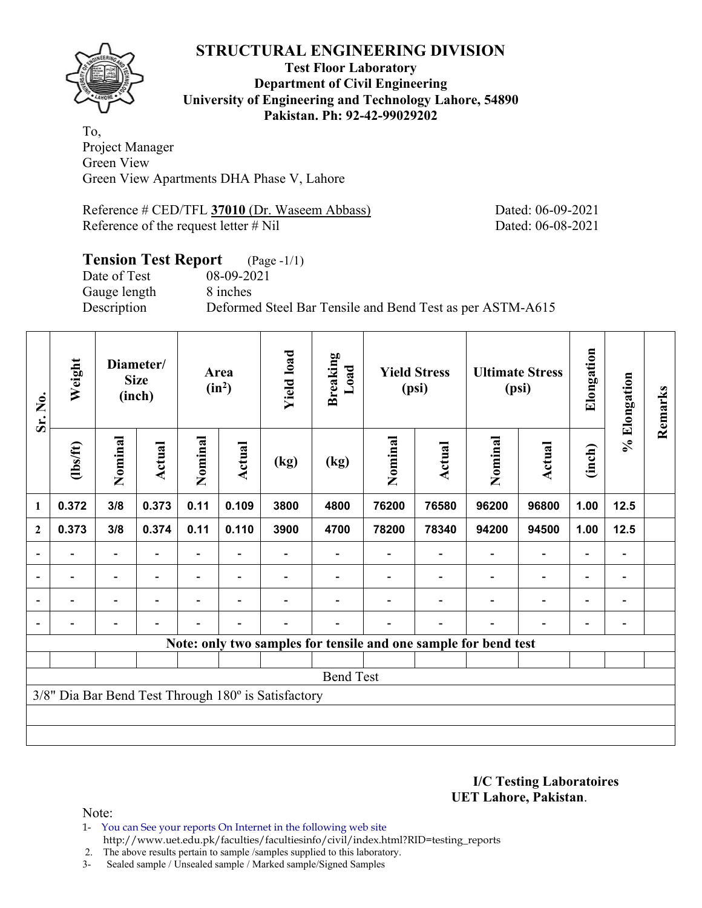# STRUCTURAL ENGINEERING DIVISION

**Test Floor Laboratory**
**Department of Civil Engineering**
**University of Engineering and Technology Lahore, 54890**
**Pakistan. Ph: 92-42-99029202**

To,
Project Manager
Green View
Green View Apartments DHA Phase V, Lahore

Reference # CED/TFL **37010** (Dr. Waseem Abbass) Dated: 06-09-2021
Reference of the request letter # Nil Dated: 06-08-2021

## Tension Test Report (Page -1/1)

Date of Test 08-09-2021
Gauge length 8 inches
Description Deformed Steel Bar Tensile and Bend Test as per ASTM-A615

| Sr. No. | Weight | Diameter/ Size (inch) | | Area ($in^2$) | | Yield load | Breaking Load | Yield Stress (psi) | | Ultimate Stress (psi) | | Elongation | % Elongation | Remarks |
|---|---|---|---|---|---|---|---|---|---|---|---|---|---|---|
| | (lbs/ft) | Nominal | Actual | Nominal | Actual | (kg) | (kg) | Nominal | Actual | Nominal | Actual | (inch) | | |
| 1 | 0.372 | 3/8 | 0.373 | 0.11 | 0.109 | 3800 | 4800 | 76200 | 76580 | 96200 | 96800 | 1.00 | 12.5 | |
| 2 | 0.373 | 3/8 | 0.374 | 0.11 | 0.110 | 3900 | 4700 | 78200 | 78340 | 94200 | 94500 | 1.00 | 12.5 | |
| - | - | - | - | - | - | - | - | - | - | - | - | - | - | |
| - | - | - | - | - | - | - | - | - | - | - | - | - | - | |
| - | - | - | - | - | - | - | - | - | - | - | - | - | - | |
| - | - | - | - | - | - | - | - | - | - | - | - | - | - | |

**Note: only two samples for tensile and one sample for bend test**

Bend Test

3/8" Dia Bar Bend Test Through 180º is Satisfactory

**I/C Testing Laboratoires**
**UET Lahore, Pakistan**.

Note:
1- You can See your reports On Internet in the following web site
http://www.uet.edu.pk/faculties/facultiesinfo/civil/index.html?RID=testing_reports
2. The above results pertain to sample /samples supplied to this laboratory.
3- Sealed sample / Unsealed sample / Marked sample/Signed Samples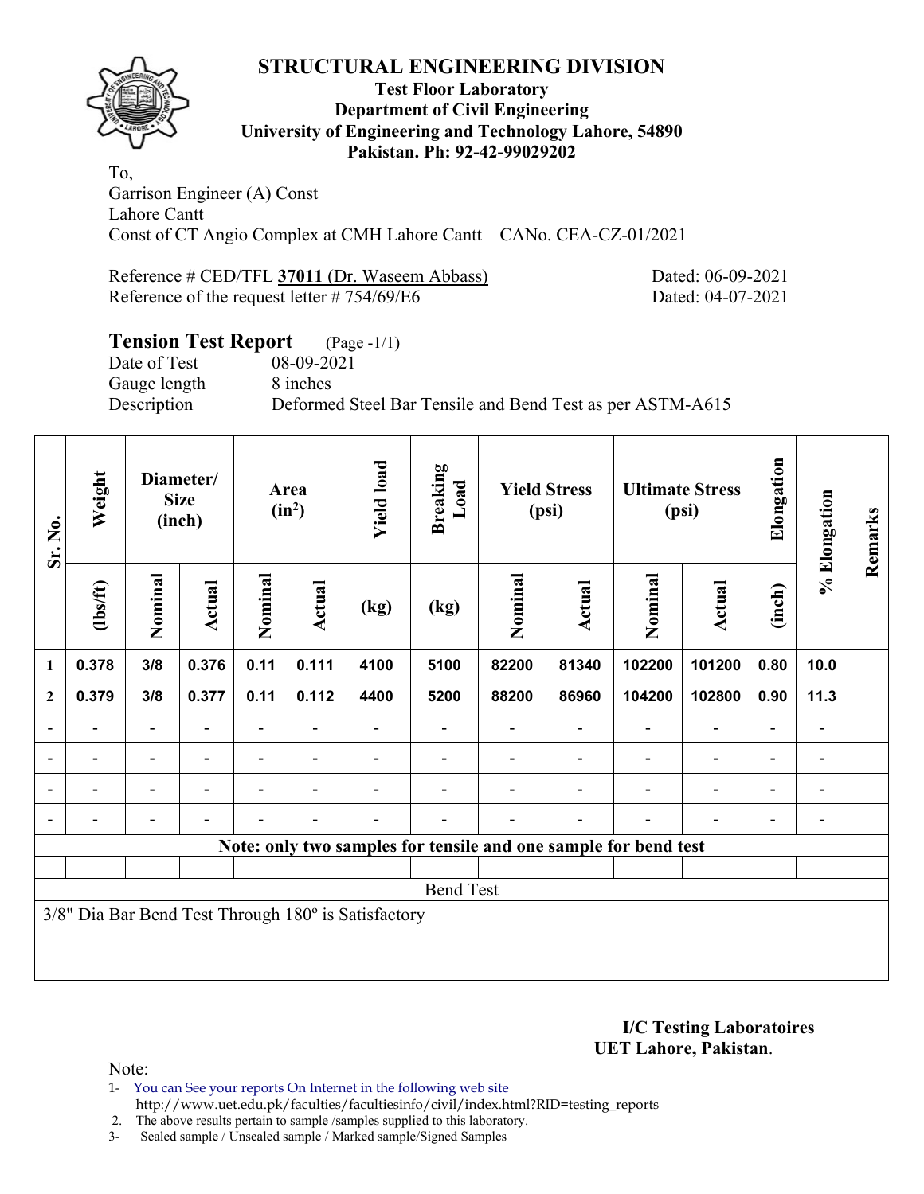# STRUCTURAL ENGINEERING DIVISION

**Test Floor Laboratory**
**Department of Civil Engineering**
**University of Engineering and Technology Lahore, 54890**
**Pakistan. Ph: 92-42-99029202**

To,
Garrison Engineer (A) Const
Lahore Cantt
Const of CT Angio Complex at CMH Lahore Cantt – CANo. CEA-CZ-01/2021

Reference # CED/TFL **37011** (Dr. Waseem Abbass) Dated: 06-09-2021
Reference of the request letter # 754/69/E6 Dated: 04-07-2021

## Tension Test Report (Page -1/1)

Date of Test 08-09-2021
Gauge length 8 inches
Description Deformed Steel Bar Tensile and Bend Test as per ASTM-A615

| Sr. No. | Weight | Diameter/ Size (inch) | | Area ($in^2$) | | Yield load | Breaking Load | Yield Stress (psi) | | Ultimate Stress (psi) | | Elongation | % Elongation | Remarks |
|---|---|---|---|---|---|---|---|---|---|---|---|---|---|---|
| | (lbs/ft) | Nominal | Actual | Nominal | Actual | (kg) | (kg) | Nominal | Actual | Nominal | Actual | (inch) | | |
| 1 | 0.378 | 3/8 | 0.376 | 0.11 | 0.111 | 4100 | 5100 | 82200 | 81340 | 102200 | 101200 | 0.80 | 10.0 | |
| 2 | 0.379 | 3/8 | 0.377 | 0.11 | 0.112 | 4400 | 5200 | 88200 | 86960 | 104200 | 102800 | 0.90 | 11.3 | |
| - | - | - | - | - | - | - | - | - | - | - | - | - | - | |
| - | - | - | - | - | - | - | - | - | - | - | - | - | - | |
| - | - | - | - | - | - | - | - | - | - | - | - | - | - | |
| - | - | - | - | - | - | - | - | - | - | - | - | - | - | |
| **Note: only two samples for tensile and one sample for bend test** | | | | | | | | | | | | | | |
| | | | | | | | | | | | | | | |
| Bend Test | | | | | | | | | | | | | | |
| 3/8" Dia Bar Bend Test Through 180º is Satisfactory | | | | | | | | | | | | | | |

**I/C Testing Laboratoires**
**UET Lahore, Pakistan**.

Note:
1- You can See your reports On Internet in the following web site
http://www.uet.edu.pk/faculties/facultiesinfo/civil/index.html?RID=testing_reports
2. The above results pertain to sample /samples supplied to this laboratory.
3- Sealed sample / Unsealed sample / Marked sample/Signed Samples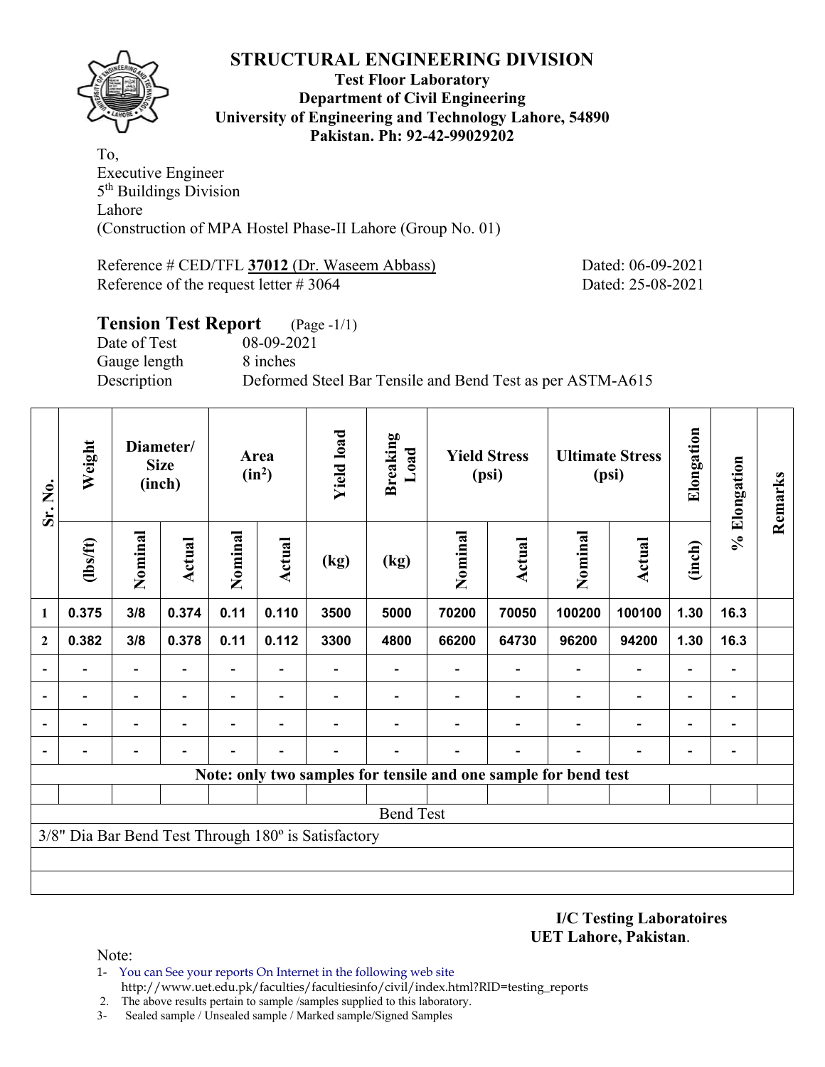# STRUCTURAL ENGINEERING DIVISION

**Test Floor Laboratory**
**Department of Civil Engineering**
**University of Engineering and Technology Lahore, 54890**
**Pakistan. Ph: 92-42-99029202**

To,
Executive Engineer
5th Buildings Division
Lahore
(Construction of MPA Hostel Phase-II Lahore (Group No. 01)

Reference # CED/TFL **37012** (Dr. Waseem Abbass) Dated: 06-09-2021
Reference of the request letter # 3064 Dated: 25-08-2021

## Tension Test Report (Page -1/1)

Date of Test 08-09-2021
Gauge length 8 inches
Description Deformed Steel Bar Tensile and Bend Test as per ASTM-A615

| Sr. No. | Weight | Diameter/ Size (inch) | | Area ($in^2$) | | Yield load | Breaking Load | Yield Stress (psi) | | Ultimate Stress (psi) | | Elongation | % Elongation | Remarks |
|---|---|---|---|---|---|---|---|---|---|---|---|---|---|---|
| | (lbs/ft) | Nominal | Actual | Nominal | Actual | (kg) | (kg) | Nominal | Actual | Nominal | Actual | (inch) | | |
| 1 | 0.375 | 3/8 | 0.374 | 0.11 | 0.110 | 3500 | 5000 | 70200 | 70050 | 100200 | 100100 | 1.30 | 16.3 | |
| 2 | 0.382 | 3/8 | 0.378 | 0.11 | 0.112 | 3300 | 4800 | 66200 | 64730 | 96200 | 94200 | 1.30 | 16.3 | |
| - | - | - | - | - | - | - | - | - | - | - | - | - | - | |
| - | - | - | - | - | - | - | - | - | - | - | - | - | - | |
| - | - | - | - | - | - | - | - | - | - | - | - | - | - | |
| - | - | - | - | - | - | - | - | - | - | - | - | - | - | |
| **Note: only two samples for tensile and one sample for bend test** | | | | | | | | | | | | | | |
| | | | | | | | | | | | | | | |
| Bend Test | | | | | | | | | | | | | | |
| 3/8" Dia Bar Bend Test Through 180º is Satisfactory | | | | | | | | | | | | | | |

**I/C Testing Laboratoires**
**UET Lahore, Pakistan**.

Note:
1- You can See your reports On Internet in the following web site
http://www.uet.edu.pk/faculties/facultiesinfo/civil/index.html?RID=testing_reports
2. The above results pertain to sample /samples supplied to this laboratory.
3- Sealed sample / Unsealed sample / Marked sample/Signed Samples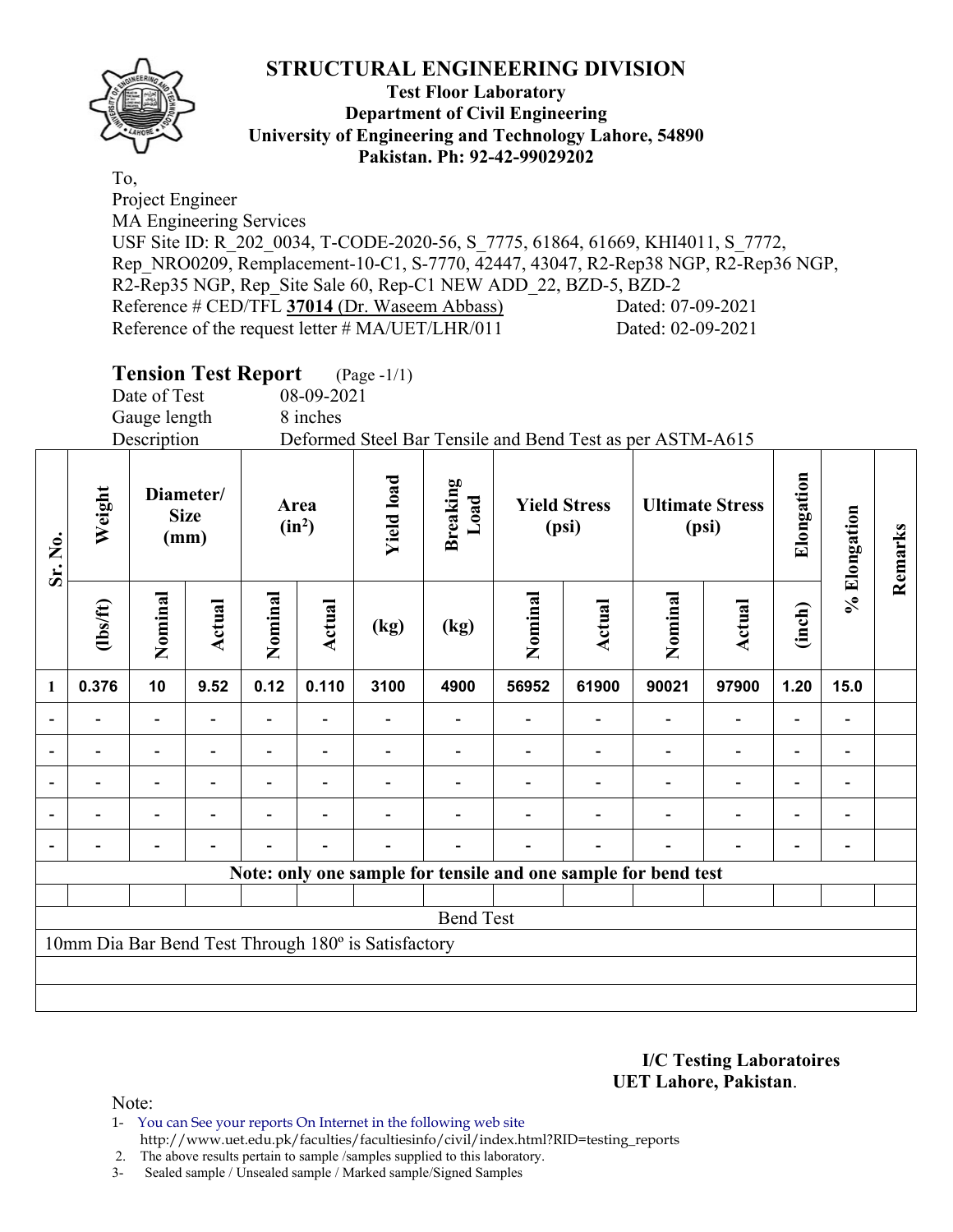# STRUCTURAL ENGINEERING DIVISION

**Test Floor Laboratory**
**Department of Civil Engineering**
**University of Engineering and Technology Lahore, 54890**
**Pakistan. Ph: 92-42-99029202**

To,
Project Engineer
MA Engineering Services
USF Site ID: R_202_0034, T-CODE-2020-56, S_7775, 61864, 61669, KHI4011, S_7772, Rep_NRO0209, Remplacement-10-C1, S-7770, 42447, 43047, R2-Rep38 NGP, R2-Rep36 NGP, R2-Rep35 NGP, Rep_Site Sale 60, Rep-C1 NEW ADD_22, BZD-5, BZD-2
Reference # CED/TFL **37014** (Dr. Waseem Abbass) Dated: 07-09-2021
Reference of the request letter # MA/UET/LHR/011 Dated: 02-09-2021

## Tension Test Report (Page -1/1)

Date of Test 08-09-2021
Gauge length 8 inches
Description Deformed Steel Bar Tensile and Bend Test as per ASTM-A615

| Sr. No. | Weight | Diameter/ Size (mm) | | Area (in²) | | Yield load | Breaking Load | Yield Stress (psi) | | Ultimate Stress (psi) | | Elongation | % Elongation | Remarks |
|---|---|---|---|---|---|---|---|---|---|---|---|---|---|---|
| | (lbs/ft) | Nominal | Actual | Nominal | Actual | (kg) | (kg) | Nominal | Actual | Nominal | Actual | (inch) | | |
| **1** | **0.376** | **10** | **9.52** | **0.12** | **0.110** | **3100** | **4900** | **56952** | **61900** | **90021** | **97900** | **1.20** | **15.0** | |
| - | - | - | - | - | - | - | - | - | - | - | - | - | - | |
| - | - | - | - | - | - | - | - | - | - | - | - | - | - | |
| - | - | - | - | - | - | - | - | - | - | - | - | - | - | |
| - | - | - | - | - | - | - | - | - | - | - | - | - | - | |
| - | - | - | - | - | - | - | - | - | - | - | - | - | - | |

**Note: only one sample for tensile and one sample for bend test**

Bend Test

10mm Dia Bar Bend Test Through 180º is Satisfactory

**I/C Testing Laboratoires**
**UET Lahore, Pakistan**.

Note:
1- You can See your reports On Internet in the following web site http://www.uet.edu.pk/faculties/facultiesinfo/civil/index.html?RID=testing_reports
2. The above results pertain to sample /samples supplied to this laboratory.
3- Sealed sample / Unsealed sample / Marked sample/Signed Samples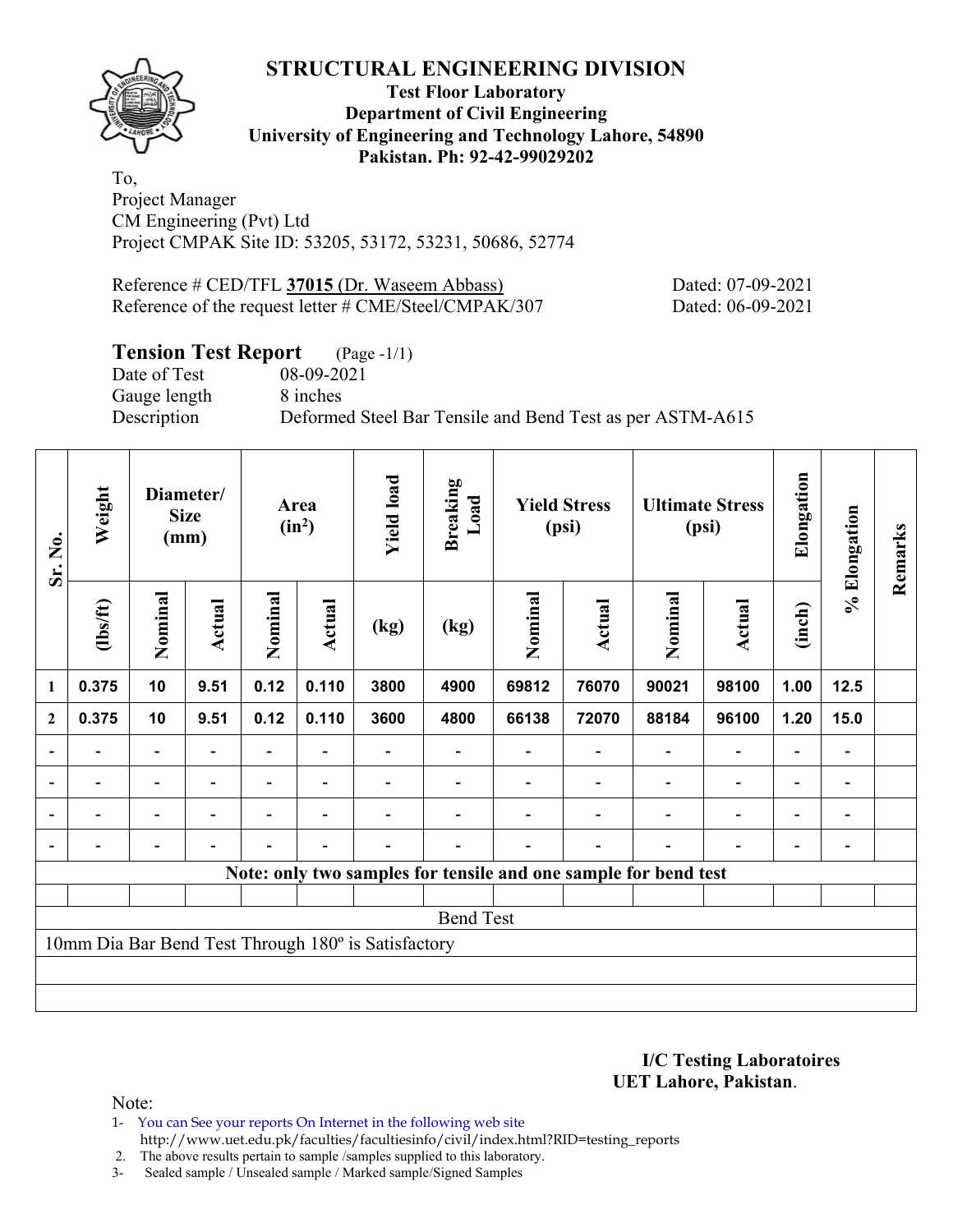# STRUCTURAL ENGINEERING DIVISION

**Test Floor Laboratory**
**Department of Civil Engineering**
**University of Engineering and Technology Lahore, 54890**
**Pakistan. Ph: 92-42-99029202**

To,
Project Manager
CM Engineering (Pvt) Ltd
Project CMPAK Site ID: 53205, 53172, 53231, 50686, 52774

Reference # CED/TFL **37015** (Dr. Waseem Abbass) Dated: 07-09-2021
Reference of the request letter # CME/Steel/CMPAK/307 Dated: 06-09-2021

## Tension Test Report (Page -1/1)

Date of Test 08-09-2021
Gauge length 8 inches
Description Deformed Steel Bar Tensile and Bend Test as per ASTM-A615

| Sr. No. | Weight | Diameter/ Size (mm) | | Area ($in^2$) | | Yield load | Breaking Load | Yield Stress (psi) | | Ultimate Stress (psi) | | Elongation | % Elongation | Remarks |
|---|---|---|---|---|---|---|---|---|---|---|---|---|---|---|
| | (lbs/ft) | Nominal | Actual | Nominal | Actual | (kg) | (kg) | Nominal | Actual | Nominal | Actual | (inch) | | |
| 1 | 0.375 | 10 | 9.51 | 0.12 | 0.110 | 3800 | 4900 | 69812 | 76070 | 90021 | 98100 | 1.00 | 12.5 | |
| 2 | 0.375 | 10 | 9.51 | 0.12 | 0.110 | 3600 | 4800 | 66138 | 72070 | 88184 | 96100 | 1.20 | 15.0 | |
| - | - | - | - | - | - | - | - | - | - | - | - | - | - | |
| - | - | - | - | - | - | - | - | - | - | - | - | - | - | |
| - | - | - | - | - | - | - | - | - | - | - | - | - | - | |
| - | - | - | - | - | - | - | - | - | - | - | - | - | - | |
| **Note: only two samples for tensile and one sample for bend test** | | | | | | | | | | | | | | |
| Bend Test | | | | | | | | | | | | | | |
| 10mm Dia Bar Bend Test Through 180º is Satisfactory | | | | | | | | | | | | | | |

**I/C Testing Laboratoires**
**UET Lahore, Pakistan**.

Note:
1- You can See your reports On Internet in the following web site
http://www.uet.edu.pk/faculties/facultiesinfo/civil/index.html?RID=testing_reports
2. The above results pertain to sample /samples supplied to this laboratory.
3- Sealed sample / Unsealed sample / Marked sample/Signed Samples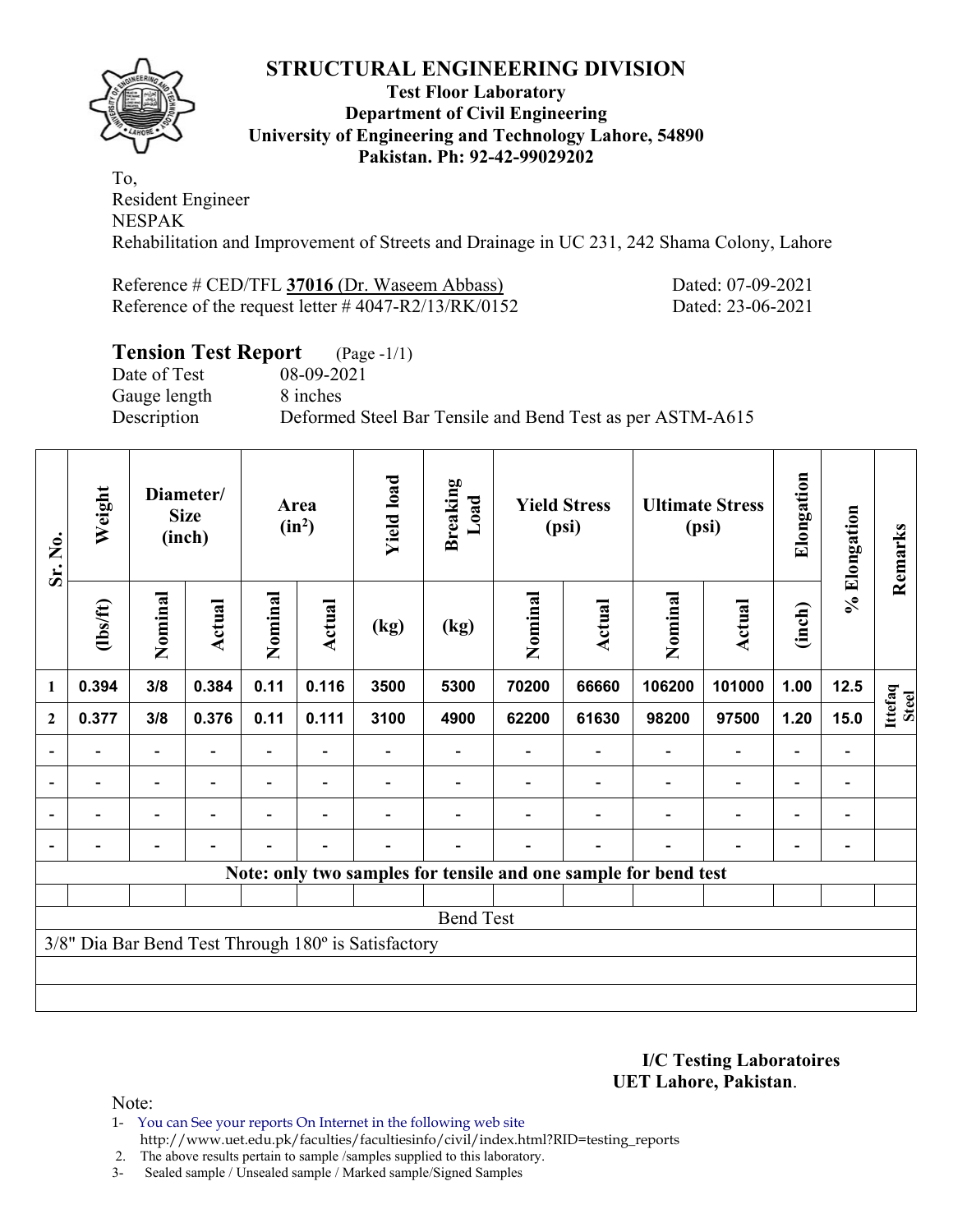## STRUCTURAL ENGINEERING DIVISION

**Test Floor Laboratory**
**Department of Civil Engineering**
**University of Engineering and Technology Lahore, 54890**
**Pakistan. Ph: 92-42-99029202**

To,
Resident Engineer
NESPAK
Rehabilitation and Improvement of Streets and Drainage in UC 231, 242 Shama Colony, Lahore

Reference # CED/TFL **37016** (Dr. Waseem Abbass) Dated: 07-09-2021
Reference of the request letter # 4047-R2/13/RK/0152 Dated: 23-06-2021

**Tension Test Report** (Page -1/1)
Date of Test 08-09-2021
Gauge length 8 inches
Description Deformed Steel Bar Tensile and Bend Test as per ASTM-A615

| Sr. No. | Weight | Diameter/ Size (inch) | | Area ($in^2$) | | Yield load | Breaking Load | Yield Stress (psi) | | Ultimate Stress (psi) | | Elongation | % Elongation | Remarks |
|---|---|---|---|---|---|---|---|---|---|---|---|---|---|---|
| | (lbs/ft) | Nominal | Actual | Nominal | Actual | (kg) | (kg) | Nominal | Actual | Nominal | Actual | (inch) | | |
| 1 | 0.394 | 3/8 | 0.384 | 0.11 | 0.116 | 3500 | 5300 | 70200 | 66660 | 106200 | 101000 | 1.00 | 12.5 | Ittefaq Steel |
| 2 | 0.377 | 3/8 | 0.376 | 0.11 | 0.111 | 3100 | 4900 | 62200 | 61630 | 98200 | 97500 | 1.20 | 15.0 | |
| - | - | - | - | - | - | - | - | - | - | - | - | - | - | |
| - | - | - | - | - | - | - | - | - | - | - | - | - | - | |
| - | - | - | - | - | - | - | - | - | - | - | - | - | - | |
| - | - | - | - | - | - | - | - | - | - | - | - | - | - | |
| **Note: only two samples for tensile and one sample for bend test** | | | | | | | | | | | | | | |

**Bend Test**

3/8" Dia Bar Bend Test Through 180º is Satisfactory

**I/C Testing Laboratoires**
**UET Lahore, Pakistan**.

Note:
1- You can See your reports On Internet in the following web site http://www.uet.edu.pk/faculties/facultiesinfo/civil/index.html?RID=testing_reports
2. The above results pertain to sample /samples supplied to this laboratory.
3- Sealed sample / Unsealed sample / Marked sample/Signed Samples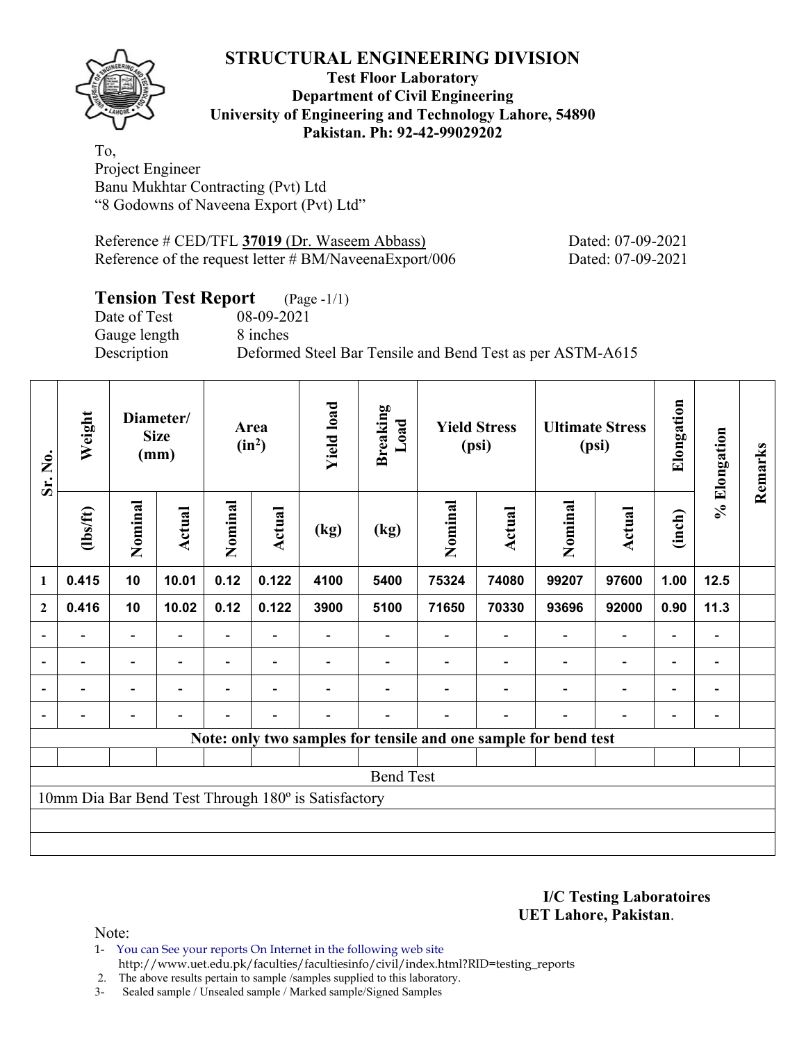# STRUCTURAL ENGINEERING DIVISION

**Test Floor Laboratory**
**Department of Civil Engineering**
**University of Engineering and Technology Lahore, 54890**
**Pakistan. Ph: 92-42-99029202**

To,
Project Engineer
Banu Mukhtar Contracting (Pvt) Ltd
"8 Godowns of Naveena Export (Pvt) Ltd"

Reference # CED/TFL **37019** (Dr. Waseem Abbass) Dated: 07-09-2021
Reference of the request letter # BM/NaveenaExport/006 Dated: 07-09-2021

**Tension Test Report** (Page -1/1)
Date of Test 08-09-2021
Gauge length 8 inches
Description Deformed Steel Bar Tensile and Bend Test as per ASTM-A615

| Sr. No. | Weight | Diameter/ Size (mm) | | Area ($in^2$) | | Yield load | Breaking Load | Yield Stress (psi) | | Ultimate Stress (psi) | | Elongation | % Elongation | Remarks |
|---|---|---|---|---|---|---|---|---|---|---|---|---|---|---|
| | (lbs/ft) | Nominal | Actual | Nominal | Actual | (kg) | (kg) | Nominal | Actual | Nominal | Actual | (inch) | | |
| 1 | 0.415 | 10 | 10.01 | 0.12 | 0.122 | 4100 | 5400 | 75324 | 74080 | 99207 | 97600 | 1.00 | 12.5 | |
| 2 | 0.416 | 10 | 10.02 | 0.12 | 0.122 | 3900 | 5100 | 71650 | 70330 | 93696 | 92000 | 0.90 | 11.3 | |
| - | - | - | - | - | - | - | - | - | - | - | - | - | - | |
| - | - | - | - | - | - | - | - | - | - | - | - | - | - | |
| - | - | - | - | - | - | - | - | - | - | - | - | - | - | |
| - | - | - | - | - | - | - | - | - | - | - | - | - | - | |

**Note: only two samples for tensile and one sample for bend test**

Bend Test

10mm Dia Bar Bend Test Through 180º is Satisfactory

**I/C Testing Laboratoires**
**UET Lahore, Pakistan**.

Note:
1- You can See your reports On Internet in the following web site
http://www.uet.edu.pk/faculties/facultiesinfo/civil/index.html?RID=testing_reports
2. The above results pertain to sample /samples supplied to this laboratory.
3- Sealed sample / Unsealed sample / Marked sample/Signed Samples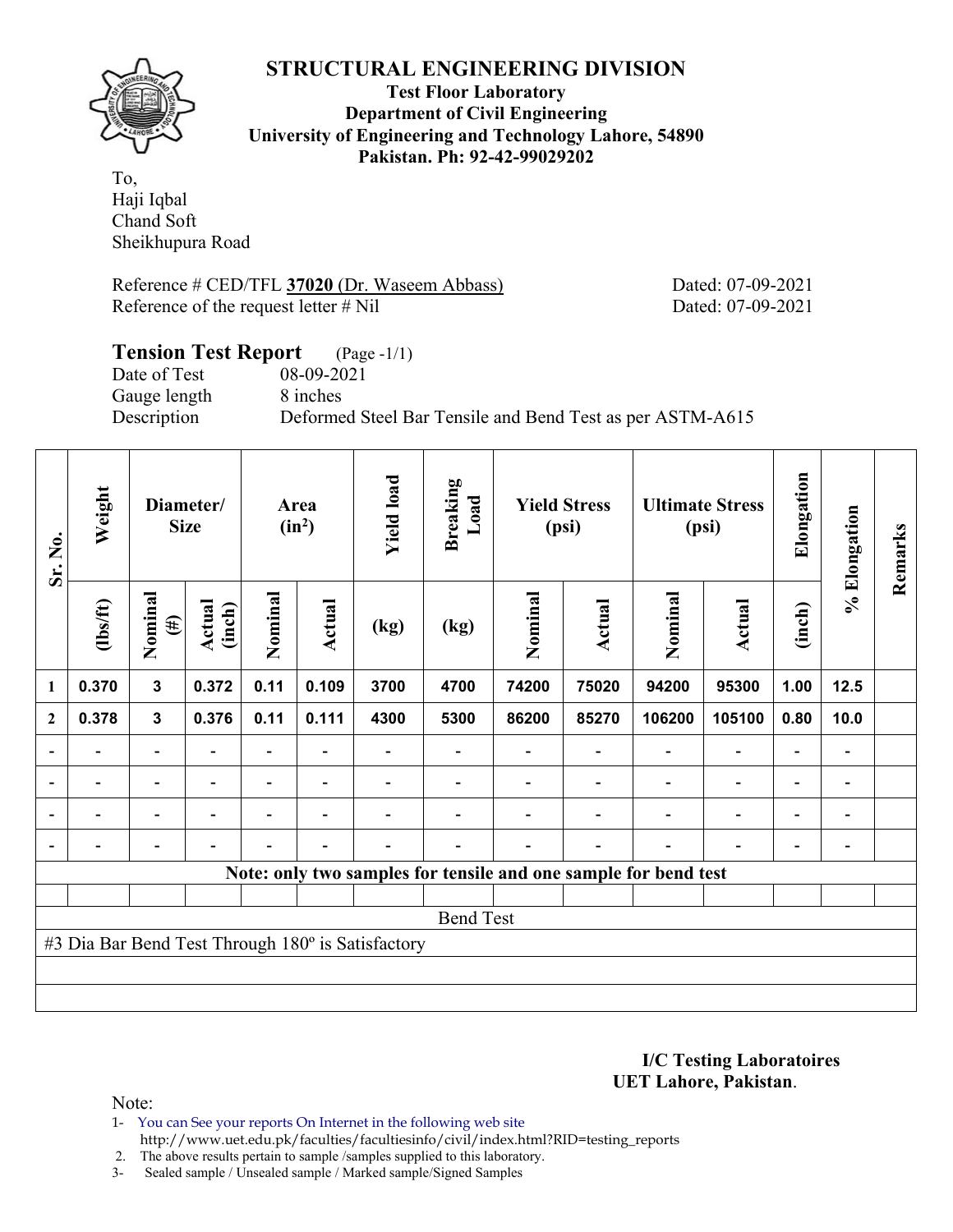# STRUCTURAL ENGINEERING DIVISION

**Test Floor Laboratory**
**Department of Civil Engineering**
**University of Engineering and Technology Lahore, 54890**
**Pakistan. Ph: 92-42-99029202**

To,
Haji Iqbal
Chand Soft
Sheikhupura Road

Reference # CED/TFL **37020** (Dr. Waseem Abbass) Dated: 07-09-2021
Reference of the request letter # Nil Dated: 07-09-2021

## Tension Test Report (Page -1/1)

Date of Test 08-09-2021
Gauge length 8 inches
Description Deformed Steel Bar Tensile and Bend Test as per ASTM-A615

| Sr. No. | Weight | Diameter/ Size | | Area ($in^2$) | | Yield load | Breaking Load | Yield Stress (psi) | | Ultimate Stress (psi) | | Elongation | % Elongation | Remarks |
|---|---|---|---|---|---|---|---|---|---|---|---|---|---|---|
| | (lbs/ft) | Nominal (#) | Actual (inch) | Nominal | Actual | (kg) | (kg) | Nominal | Actual | Nominal | Actual | (inch) | | |
| 1 | 0.370 | 3 | 0.372 | 0.11 | 0.109 | 3700 | 4700 | 74200 | 75020 | 94200 | 95300 | 1.00 | 12.5 | |
| 2 | 0.378 | 3 | 0.376 | 0.11 | 0.111 | 4300 | 5300 | 86200 | 85270 | 106200 | 105100 | 0.80 | 10.0 | |
| - | - | - | - | - | - | - | - | - | - | - | - | - | - | |
| - | - | - | - | - | - | - | - | - | - | - | - | - | - | |
| - | - | - | - | - | - | - | - | - | - | - | - | - | - | |
| - | - | - | - | - | - | - | - | - | - | - | - | - | - | |

**Note: only two samples for tensile and one sample for bend test**

Bend Test

#3 Dia Bar Bend Test Through 180º is Satisfactory

**I/C Testing Laboratoires**
**UET Lahore, Pakistan**.

Note:

1- You can See your reports On Internet in the following web site
http://www.uet.edu.pk/faculties/facultiesinfo/civil/index.html?RID=testing_reports
2. The above results pertain to sample /samples supplied to this laboratory.
3- Sealed sample / Unsealed sample / Marked sample/Signed Samples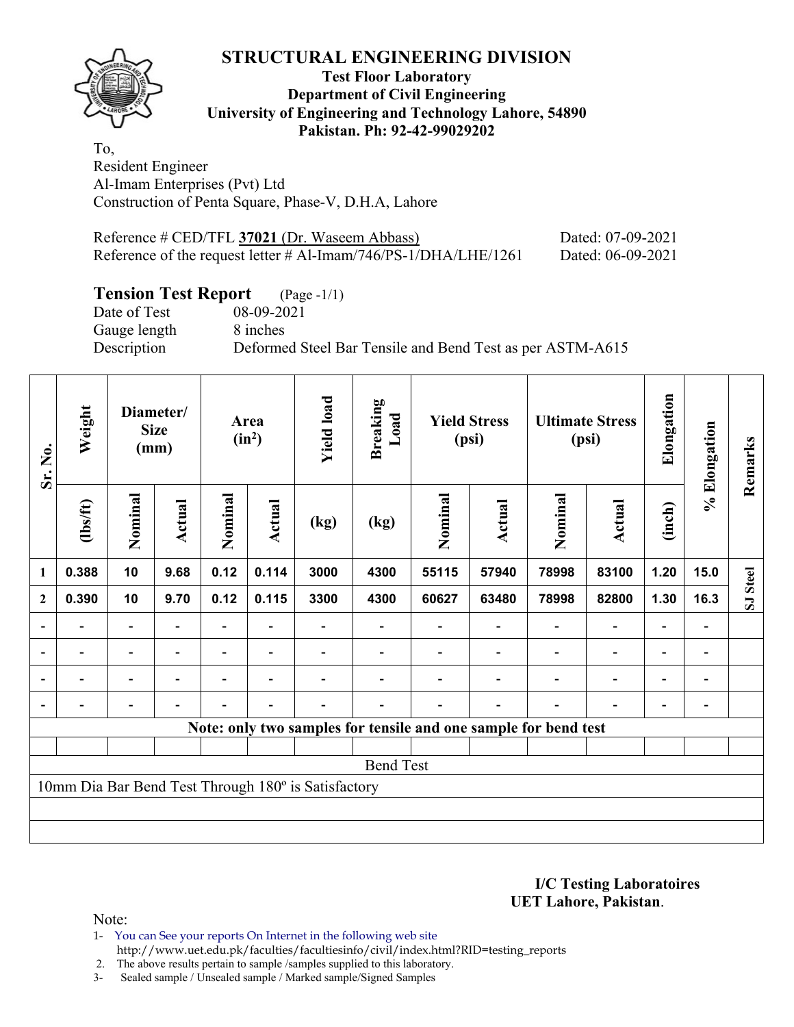# STRUCTURAL ENGINEERING DIVISION

**Test Floor Laboratory**
**Department of Civil Engineering**
**University of Engineering and Technology Lahore, 54890**
**Pakistan. Ph: 92-42-99029202**

To,
Resident Engineer
Al-Imam Enterprises (Pvt) Ltd
Construction of Penta Square, Phase-V, D.H.A, Lahore

Reference # CED/TFL **37021** (Dr. Waseem Abbass) Dated: 07-09-2021
Reference of the request letter # Al-Imam/746/PS-1/DHA/LHE/1261 Dated: 06-09-2021

## Tension Test Report (Page -1/1)

Date of Test 08-09-2021
Gauge length 8 inches
Description Deformed Steel Bar Tensile and Bend Test as per ASTM-A615

| Sr. No. | Weight | Diameter/ Size (mm) | | Area ($in^2$) | | Yield load | Breaking Load | Yield Stress (psi) | | Ultimate Stress (psi) | | Elongation | % Elongation | Remarks |
|---|---|---|---|---|---|---|---|---|---|---|---|---|---|---|
| | (lbs/ft) | Nominal | Actual | Nominal | Actual | (kg) | (kg) | Nominal | Actual | Nominal | Actual | (inch) | | |
| 1 | 0.388 | 10 | 9.68 | 0.12 | 0.114 | 3000 | 4300 | 55115 | 57940 | 78998 | 83100 | 1.20 | 15.0 | SJ Steel |
| 2 | 0.390 | 10 | 9.70 | 0.12 | 0.115 | 3300 | 4300 | 60627 | 63480 | 78998 | 82800 | 1.30 | 16.3 | |
| - | - | - | - | - | - | - | - | - | - | - | - | - | - | |
| - | - | - | - | - | - | - | - | - | - | - | - | - | - | |
| - | - | - | - | - | - | - | - | - | - | - | - | - | - | |
| - | - | - | - | - | - | - | - | - | - | - | - | - | - | |

**Note: only two samples for tensile and one sample for bend test**

Bend Test

10mm Dia Bar Bend Test Through 180º is Satisfactory

**I/C Testing Laboratoires**
**UET Lahore, Pakistan**.

Note:

1- You can See your reports On Internet in the following web site
http://www.uet.edu.pk/faculties/facultiesinfo/civil/index.html?RID=testing_reports
2. The above results pertain to sample /samples supplied to this laboratory.
3- Sealed sample / Unsealed sample / Marked sample/Signed Samples